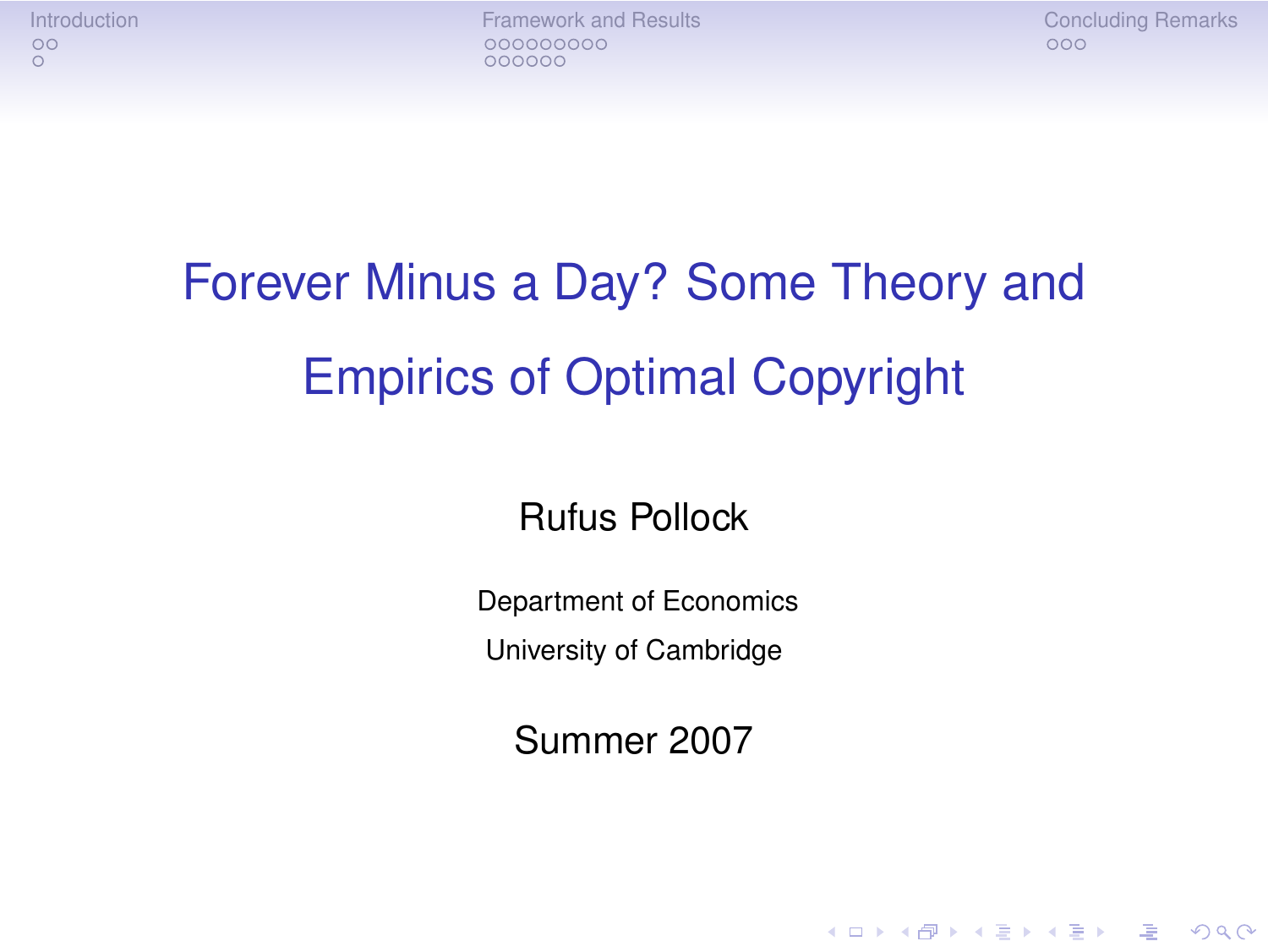# Forever Minus a Day? Some Theory and Empirics of Optimal Copyright

Rufus Pollock

Department of Economics

University of Cambridge

Summer 2007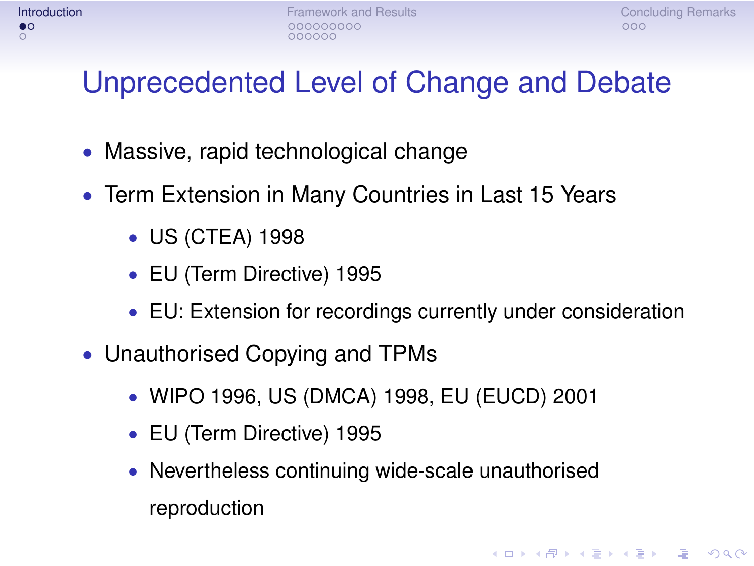# Unprecedented Level of Change and Debate

- Massive, rapid technological change
- Term Extension in Many Countries in Last 15 Years
  - US (CTEA) 1998
  - EU (Term Directive) 1995
  - EU: Extension for recordings currently under consideration
- Unauthorised Copying and TPMs
  - WIPO 1996, US (DMCA) 1998, EU (EUCD) 2001
  - EU (Term Directive) 1995
  - Nevertheless continuing wide-scale unauthorised reproduction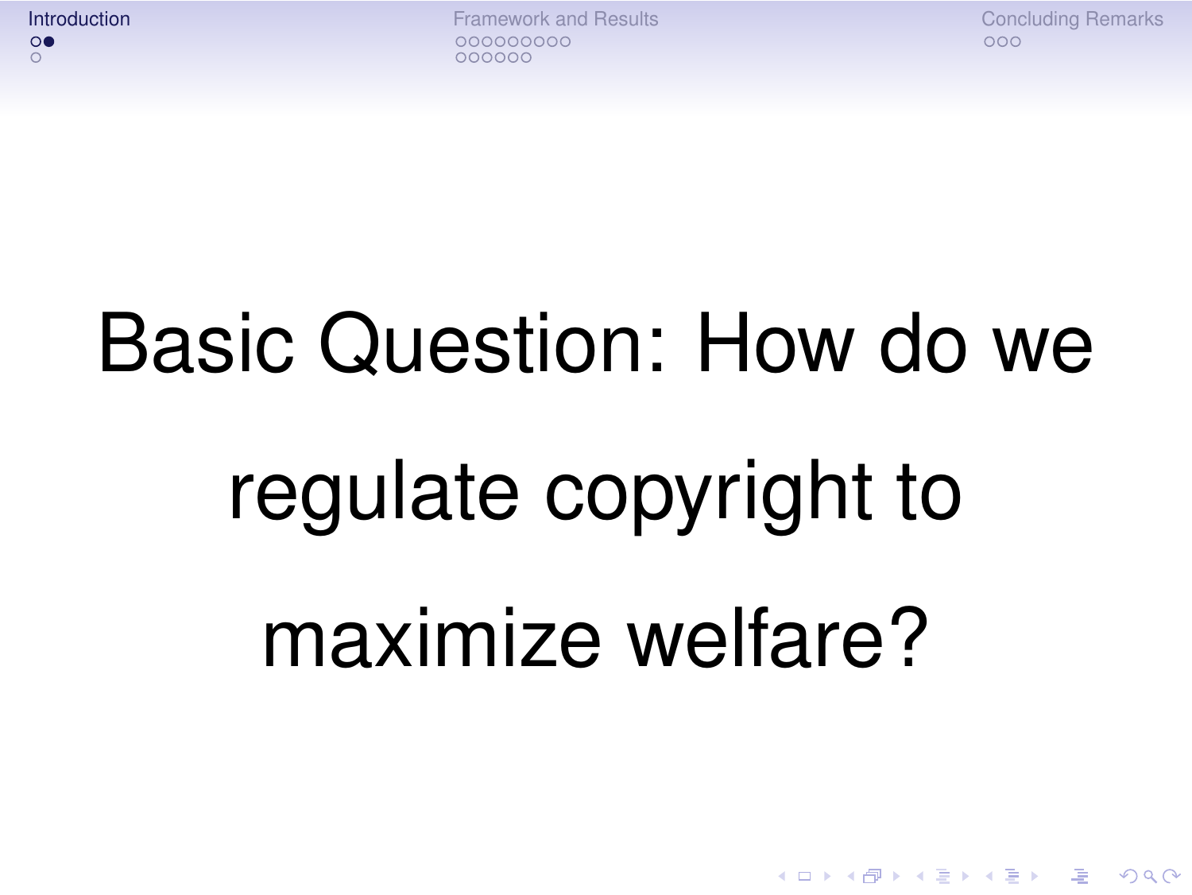Basic Question: How do we regulate copyright to maximize welfare?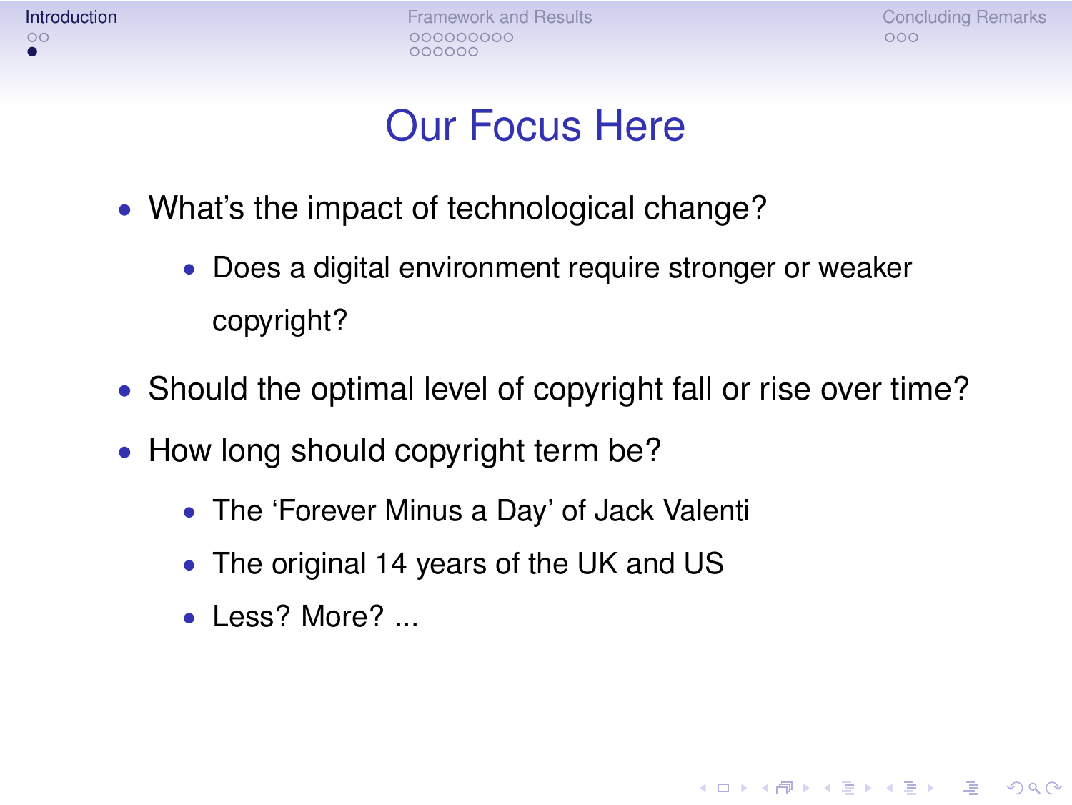# Our Focus Here

- What's the impact of technological change?
  - Does a digital environment require stronger or weaker copyright?
- Should the optimal level of copyright fall or rise over time?
- How long should copyright term be?
  - The 'Forever Minus a Day' of Jack Valenti
  - The original 14 years of the UK and US
  - Less? More? ...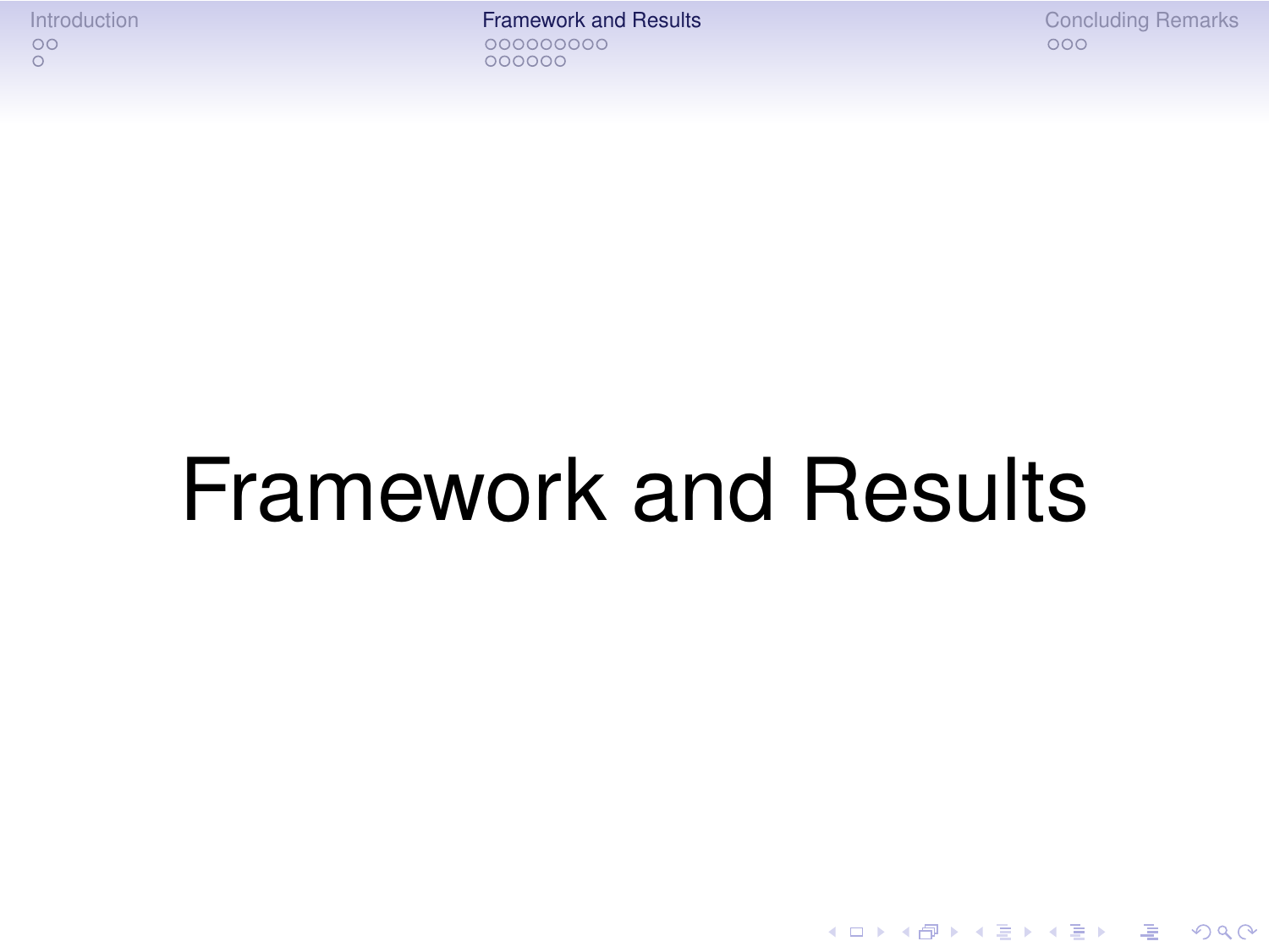# Framework and Results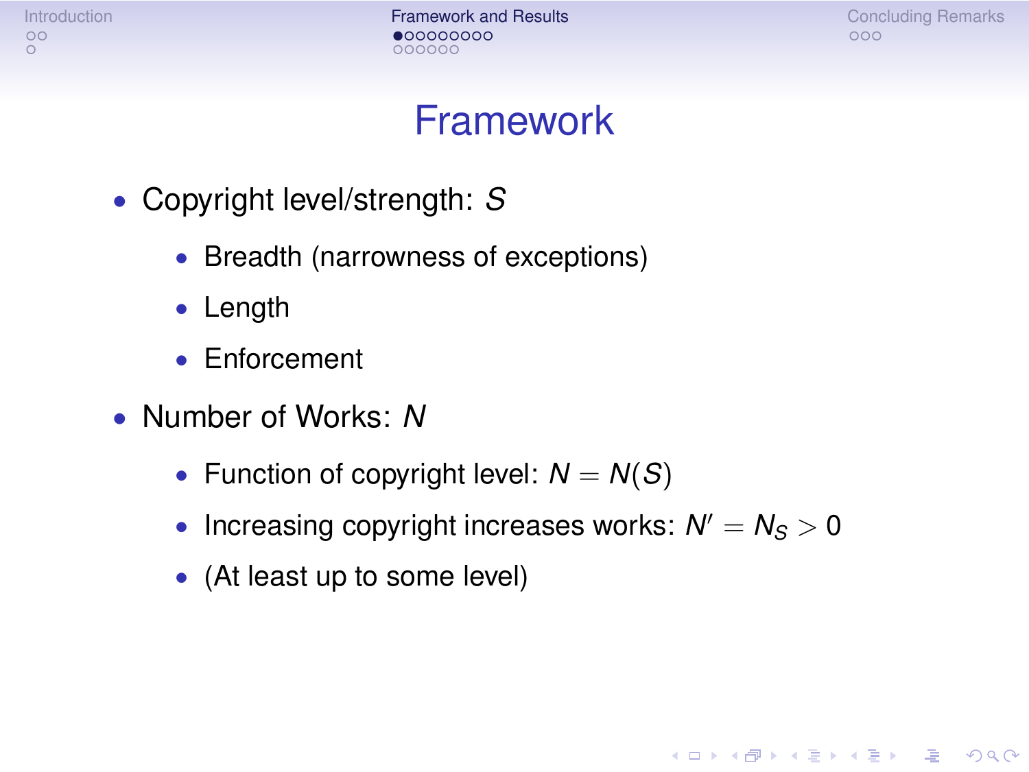# Framework

- Copyright level/strength: $S$
  - Breadth (narrowness of exceptions)
  - Length
  - Enforcement
- Number of Works: $N$
  - Function of copyright level: $N = N(S)$
  - Increasing copyright increases works: $N' = N_S > 0$
  - (At least up to some level)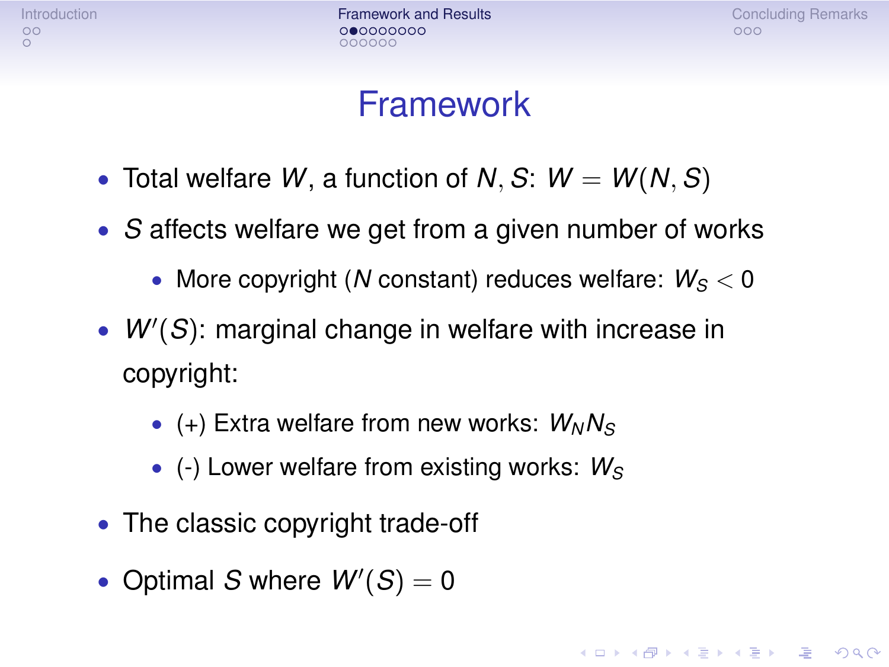# Framework

- Total welfare $W$, a function of $N, S$: $W = W(N, S)$
- $S$ affects welfare we get from a given number of works
  - More copyright ($N$ constant) reduces welfare: $W_S < 0$
- $W'(S)$: marginal change in welfare with increase in copyright:
  - (+) Extra welfare from new works: $W_N N_S$
  - (-) Lower welfare from existing works: $W_S$
- The classic copyright trade-off
- Optimal $S$ where $W'(S) = 0$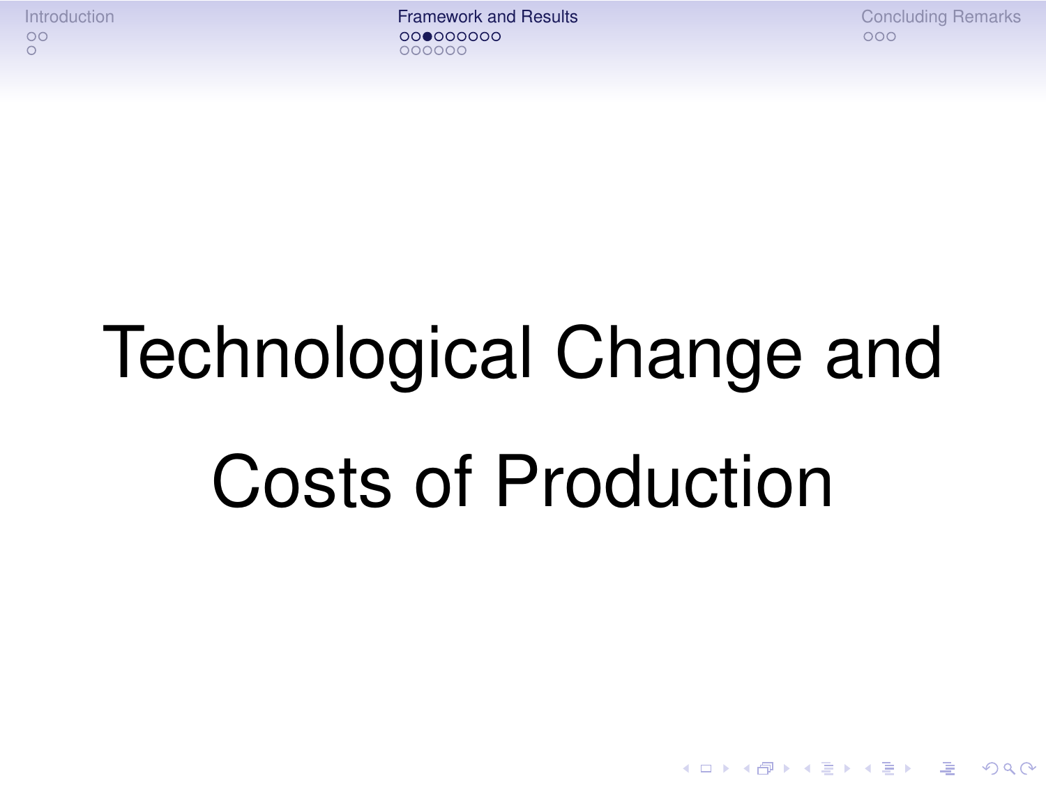# Technological Change and Costs of Production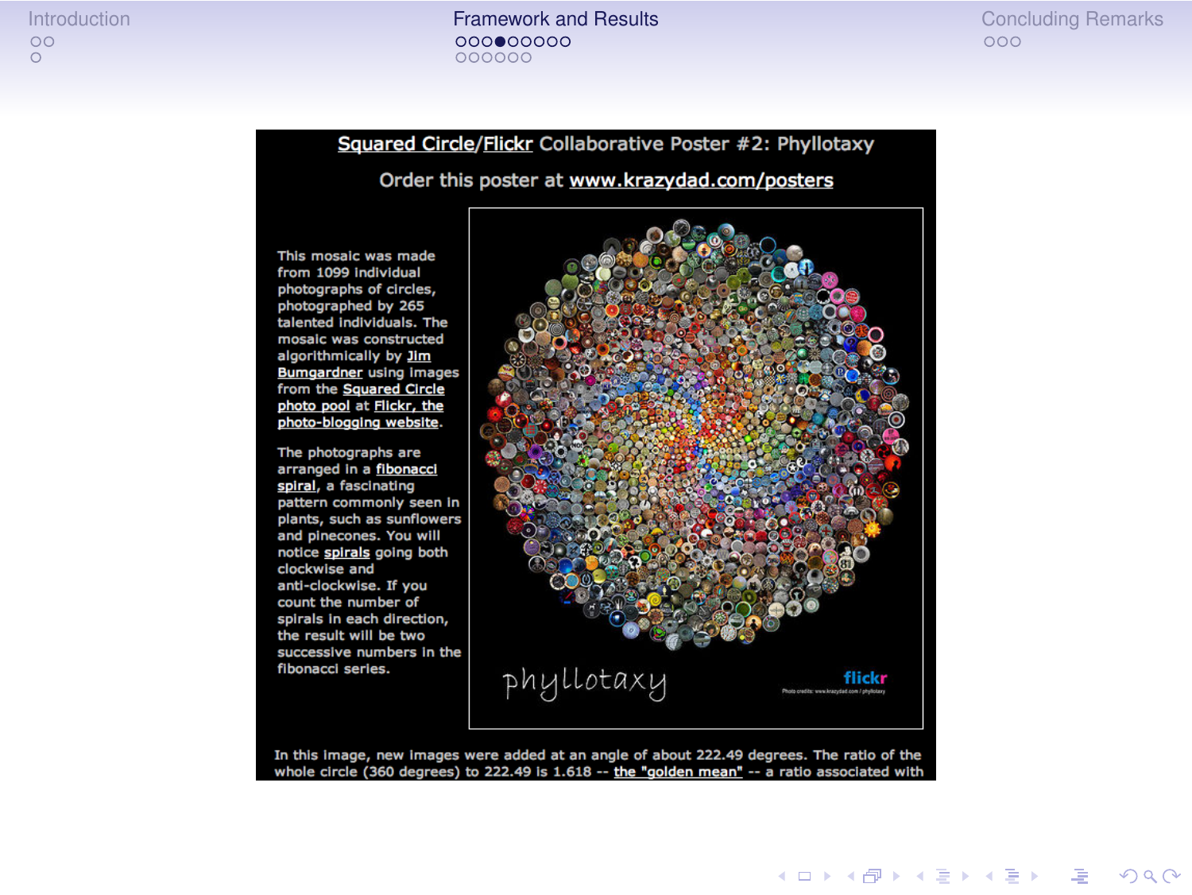Squared Circle/Flickr Collaborative Poster #2: Phyllotaxy

Order this poster at www.krazydad.com/posters

This mosaic was made from 1099 individual photographs of circles, photographed by 265 talented individuals. The mosaic was constructed algorithmically by Jim Bumgardner using images from the Squared Circle photo pool at Flickr, the photo-blogging website.

The photographs are arranged in a fibonacci spiral, a fascinating pattern commonly seen in plants, such as sunflowers and pinecones. You will notice spirals going both clockwise and anti-clockwise. If you count the number of spirals in each direction, the result will be two successive numbers in the fibonacci series.

phyllotaxy

flickr

Photo credits: www.krazydad.com / phyllotaxy

In this image, new images were added at an angle of about 222.49 degrees. The ratio of the whole circle (360 degrees) to 222.49 is 1.618 -- the "golden mean" -- a ratio associated with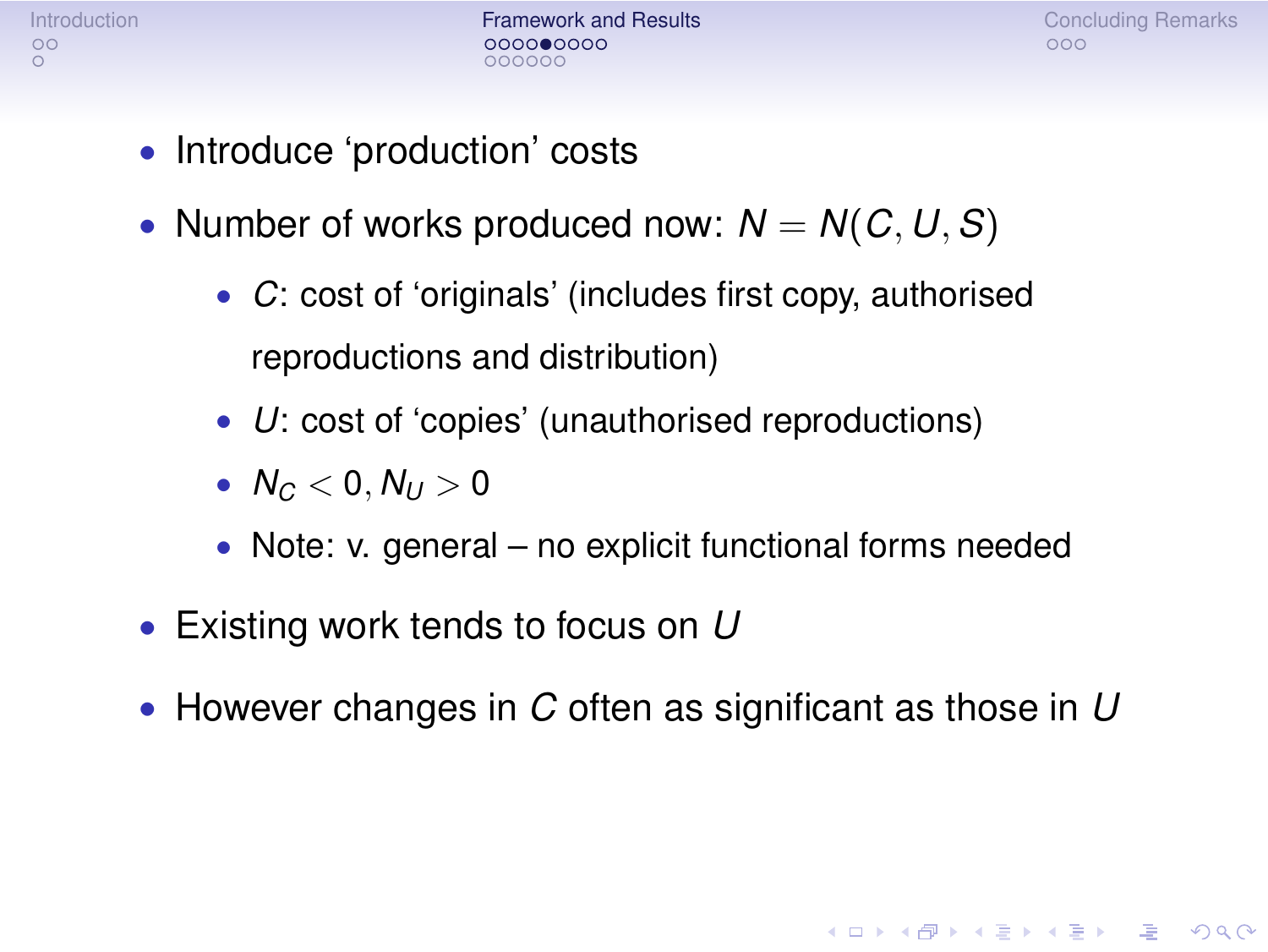- Introduce 'production' costs
- Number of works produced now: $N = N(C, U, S)$
  - $C$: cost of 'originals' (includes first copy, authorised reproductions and distribution)
  - $U$: cost of 'copies' (unauthorised reproductions)
  - $N_C < 0, N_U > 0$
  - Note: v. general – no explicit functional forms needed
- Existing work tends to focus on $U$
- However changes in $C$ often as significant as those in $U$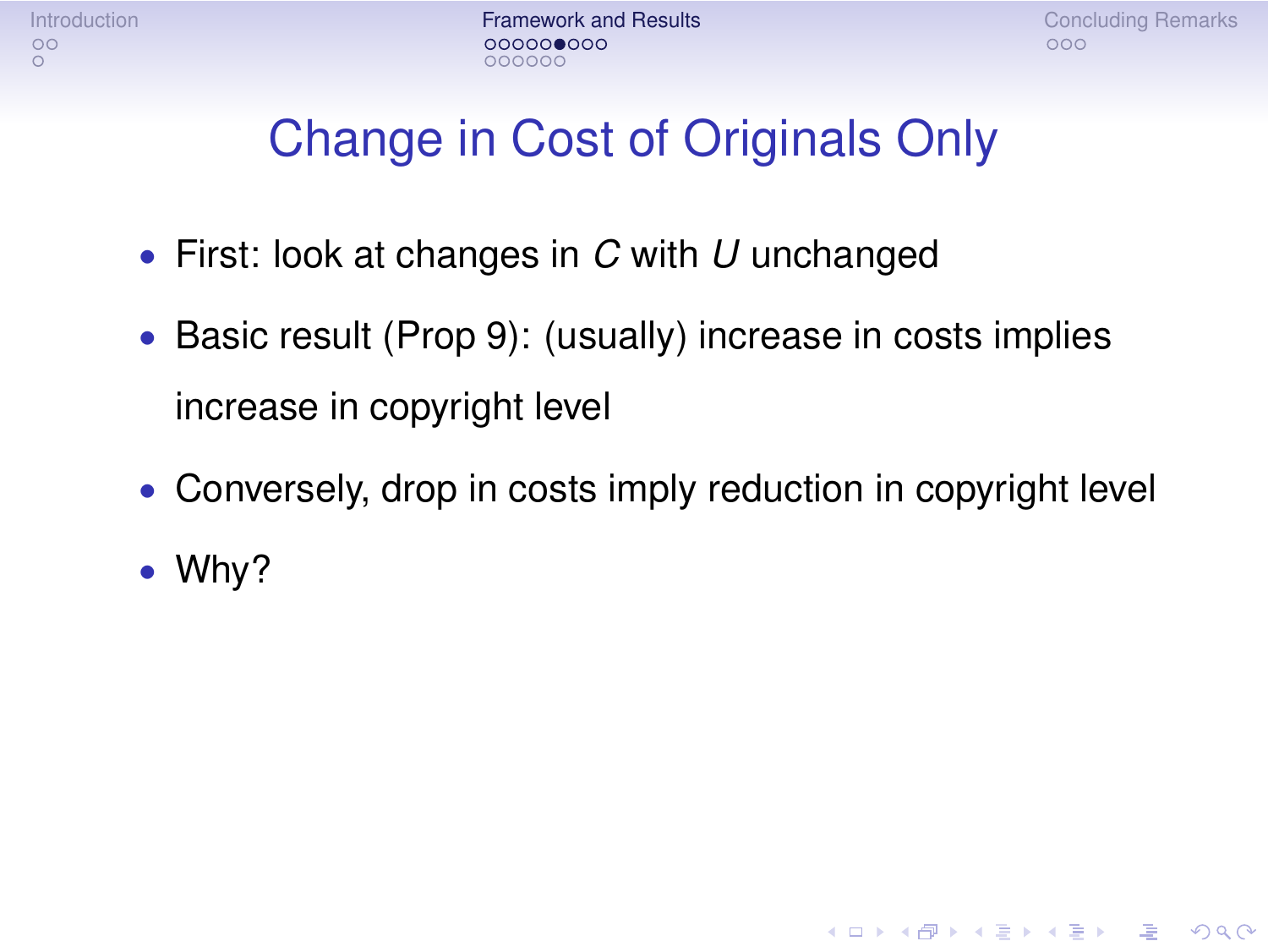# Change in Cost of Originals Only

- First: look at changes in $C$ with $U$ unchanged
- Basic result (Prop 9): (usually) increase in costs implies increase in copyright level
- Conversely, drop in costs imply reduction in copyright level
- Why?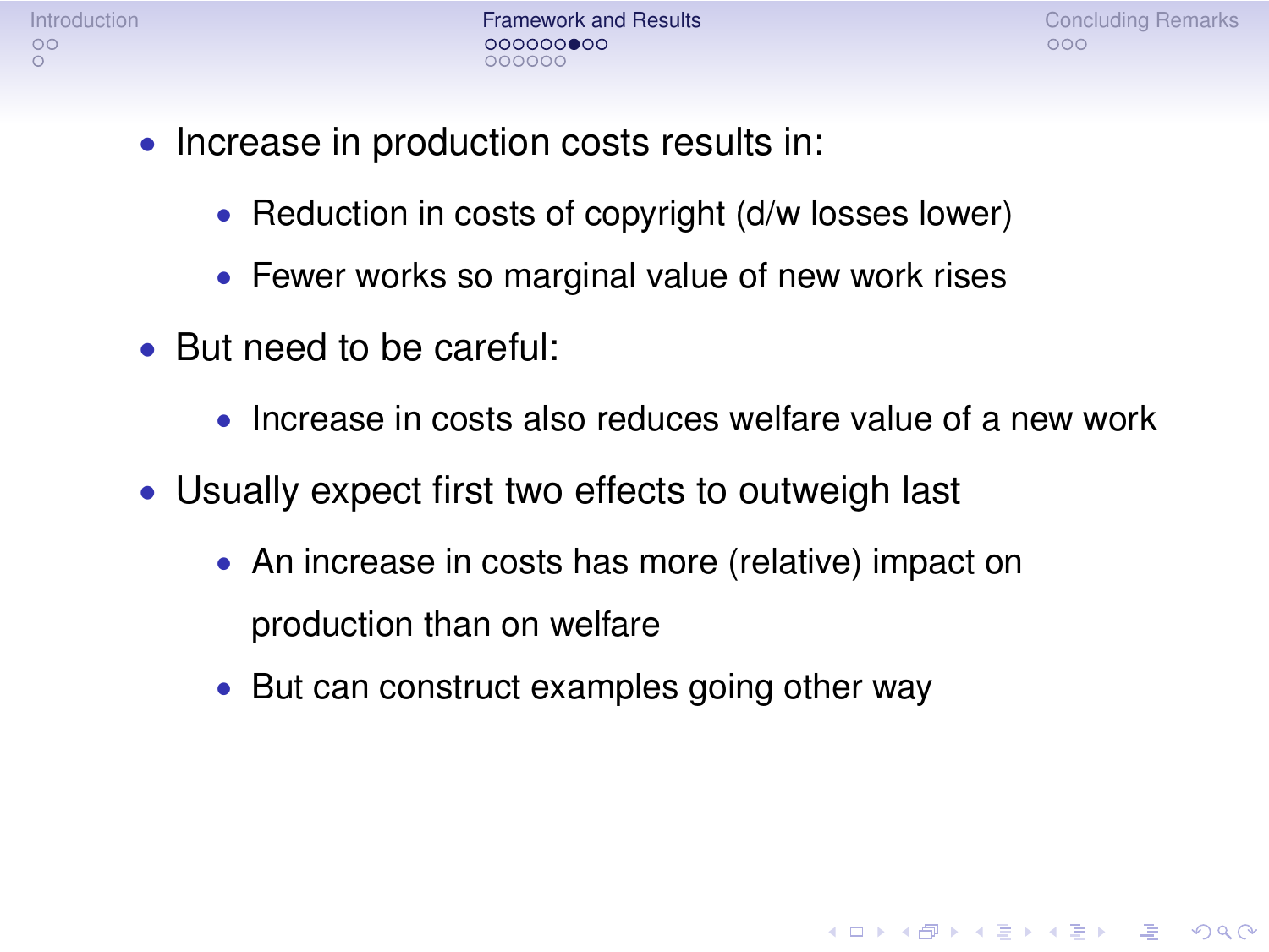- Increase in production costs results in:
  - Reduction in costs of copyright (d/w losses lower)
  - Fewer works so marginal value of new work rises
- But need to be careful:
  - Increase in costs also reduces welfare value of a new work
- Usually expect first two effects to outweigh last
  - An increase in costs has more (relative) impact on production than on welfare
  - But can construct examples going other way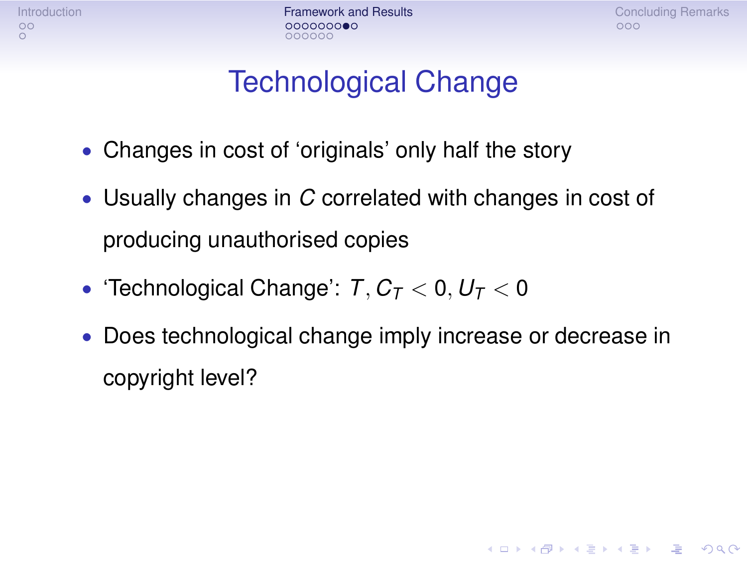# Technological Change

- Changes in cost of 'originals' only half the story
- Usually changes in $C$ correlated with changes in cost of producing unauthorised copies
- 'Technological Change': $T, C_T < 0, U_T < 0$
- Does technological change imply increase or decrease in copyright level?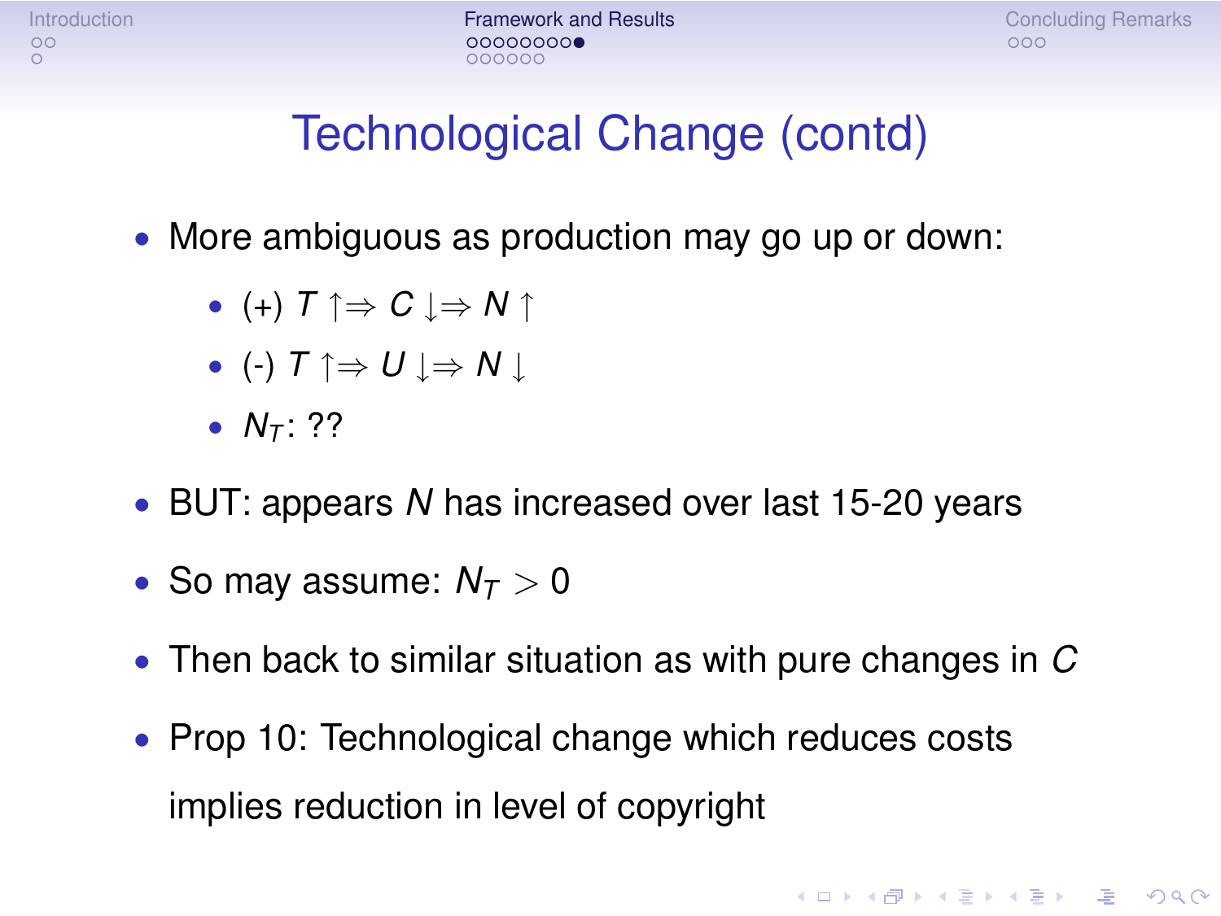# Technological Change (contd)

- More ambiguous as production may go up or down:
  - (+) $T \uparrow \Rightarrow C \downarrow \Rightarrow N \uparrow$
  - (-) $T \uparrow \Rightarrow U \downarrow \Rightarrow N \downarrow$
  - $N_T$: ??
- BUT: appears $N$ has increased over last 15-20 years
- So may assume: $N_T > 0$
- Then back to similar situation as with pure changes in $C$
- Prop 10: Technological change which reduces costs implies reduction in level of copyright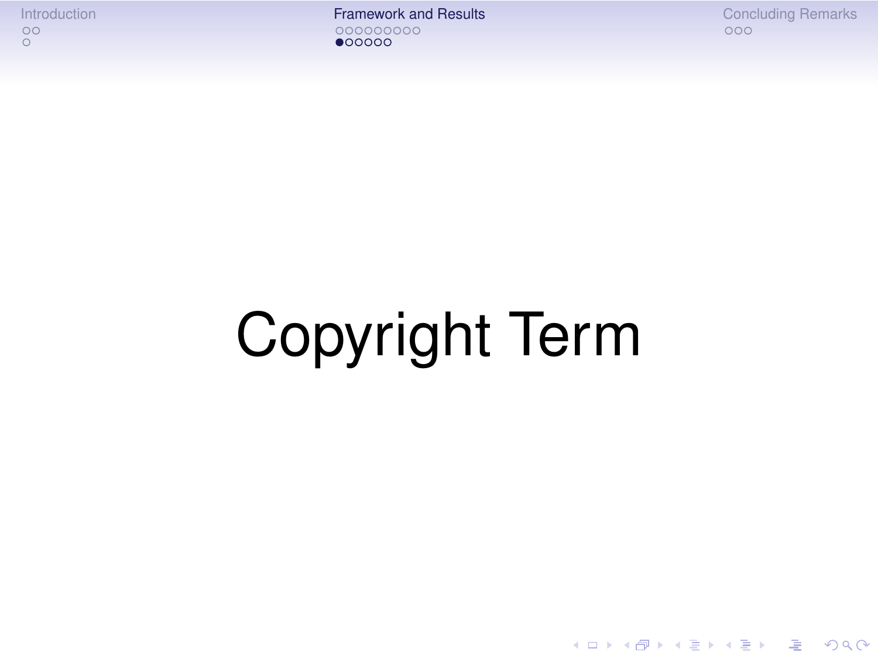# Copyright Term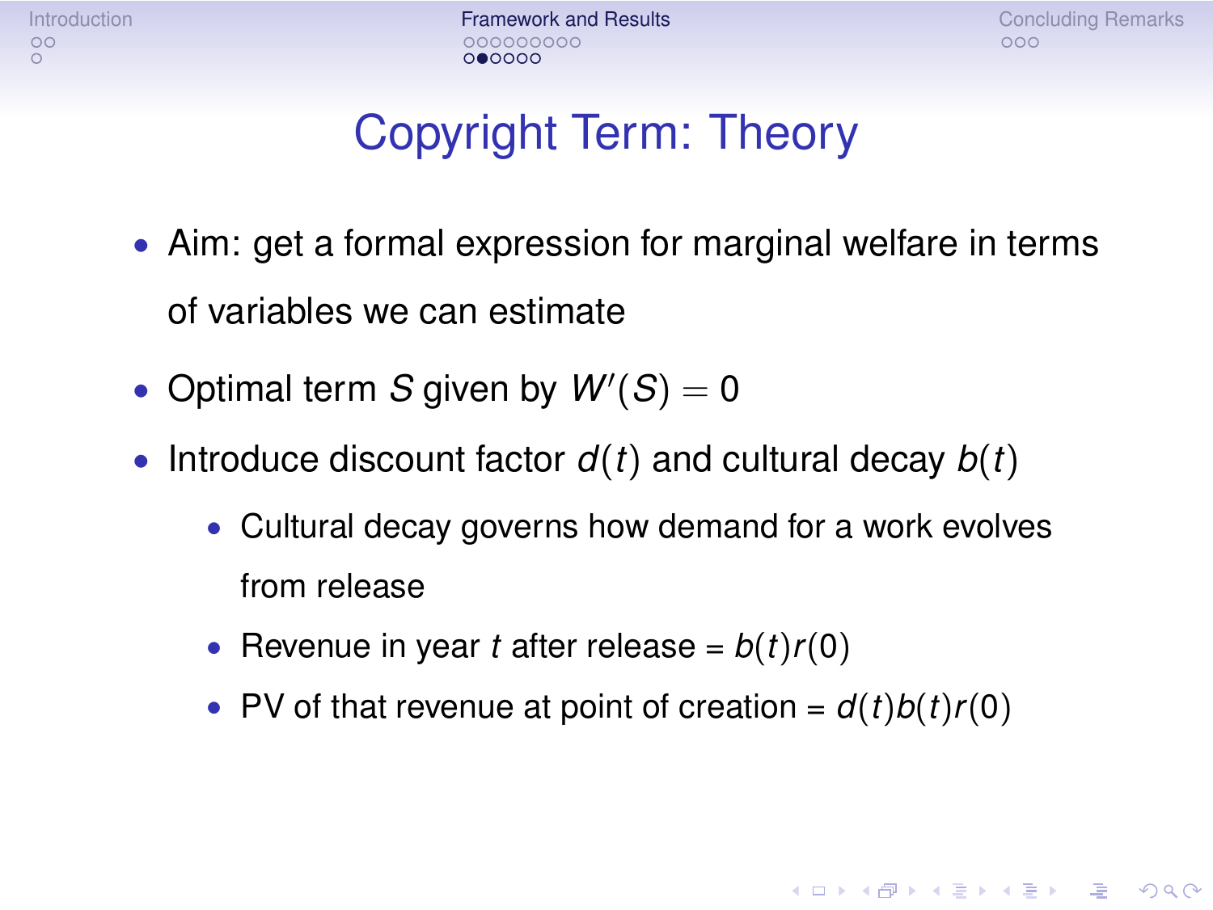# Copyright Term: Theory

- Aim: get a formal expression for marginal welfare in terms of variables we can estimate
- Optimal term $S$ given by $W'(S) = 0$
- Introduce discount factor $d(t)$ and cultural decay $b(t)$
  - Cultural decay governs how demand for a work evolves from release
  - Revenue in year $t$ after release = $b(t)r(0)$
  - PV of that revenue at point of creation = $d(t)b(t)r(0)$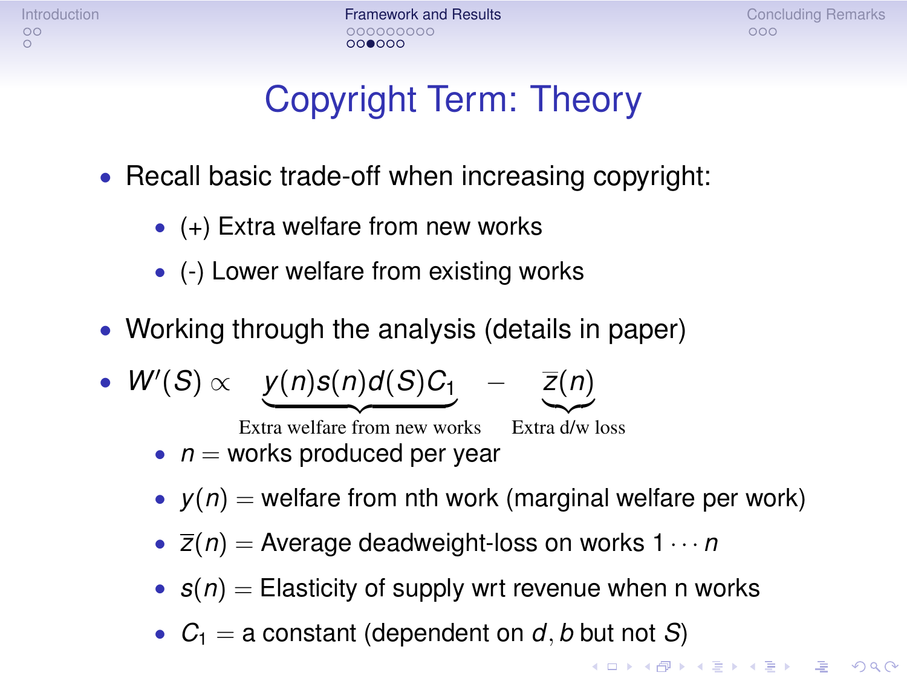# Copyright Term: Theory

- Recall basic trade-off when increasing copyright:
  - (+) Extra welfare from new works
  - (-) Lower welfare from existing works
- Working through the analysis (details in paper)
- $W'(S) \propto \underbrace{y(n)s(n)d(S)C_1}_{\text{Extra welfare from new works}} - \underbrace{\bar{z}(n)}_{\text{Extra d/w loss}}$
  - $n =$ works produced per year
  - $y(n) =$ welfare from nth work (marginal welfare per work)
  - $\bar{z}(n) =$ Average deadweight-loss on works $1 \cdots n$
  - $s(n) =$ Elasticity of supply wrt revenue when n works
  - $C_1 =$ a constant (dependent on $d, b$ but not $S$)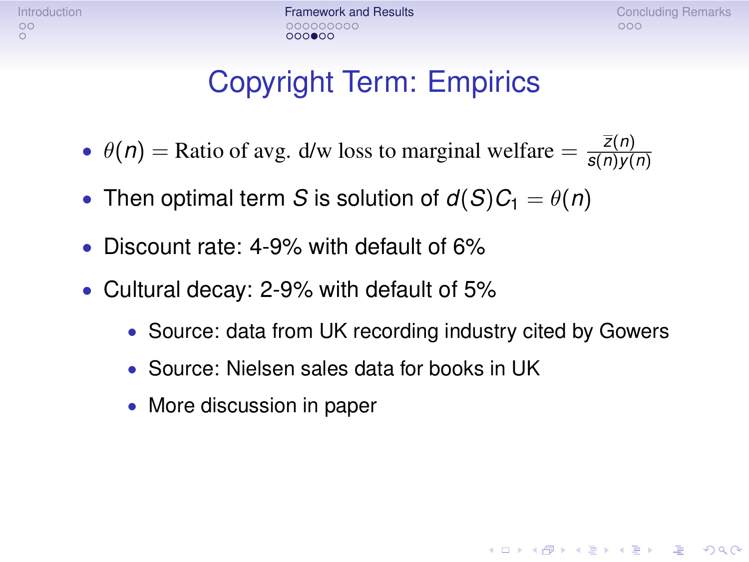# Copyright Term: Empirics

- $\theta(n) = \text{Ratio of avg. d/w loss to marginal welfare} = \frac{\bar{z}(n)}{s(n)y(n)}$
- Then optimal term $S$ is solution of $d(S)C_1 = \theta(n)$
- Discount rate: 4-9% with default of 6%
- Cultural decay: 2-9% with default of 5%
  - Source: data from UK recording industry cited by Gowers
  - Source: Nielsen sales data for books in UK
  - More discussion in paper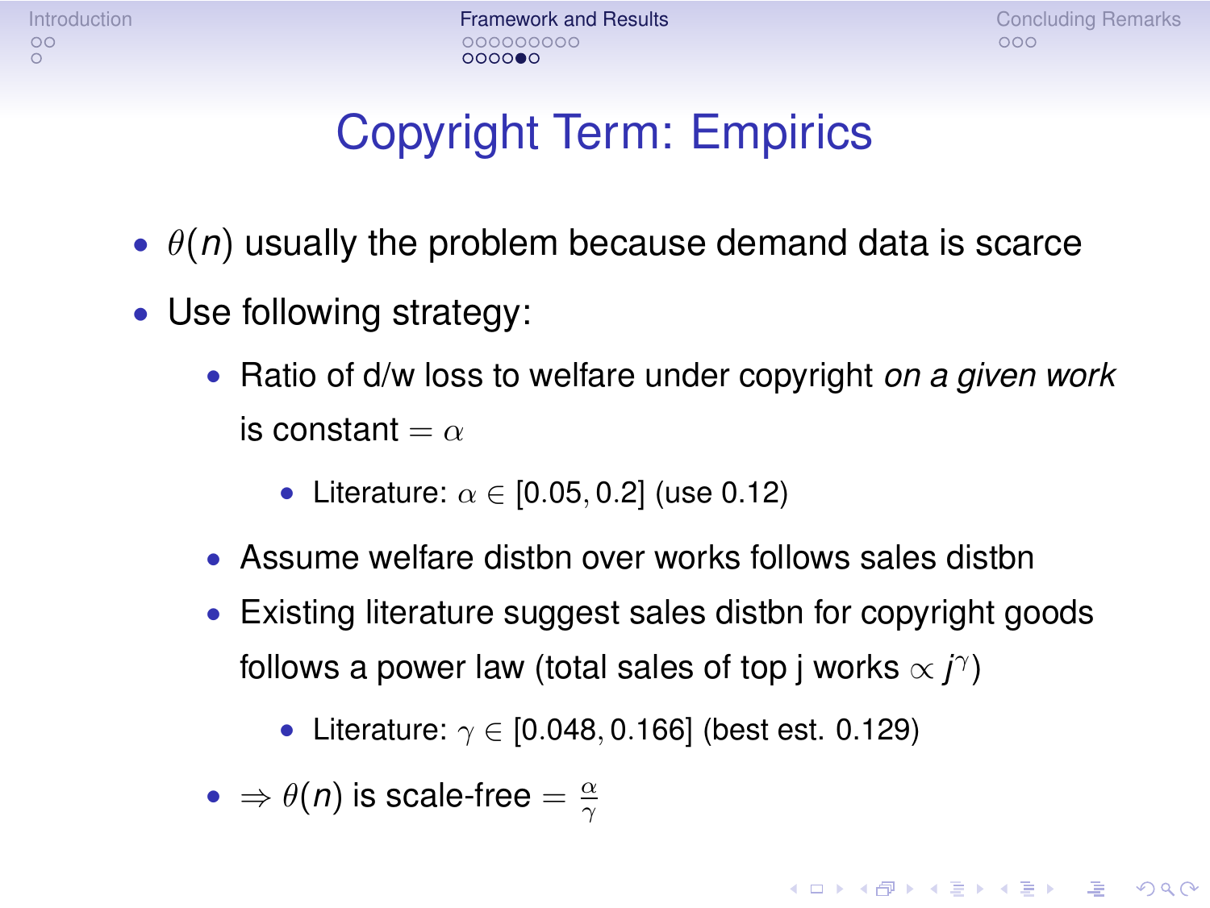# Copyright Term: Empirics

- $\theta(n)$ usually the problem because demand data is scarce
- Use following strategy:
  - Ratio of d/w loss to welfare under copyright *on a given work* is constant $= \alpha$
    - Literature: $\alpha \in [0.05, 0.2]$ (use 0.12)
  - Assume welfare distbn over works follows sales distbn
  - Existing literature suggest sales distbn for copyright goods follows a power law (total sales of top j works $\propto j^{\gamma}$)
    - Literature: $\gamma \in [0.048, 0.166]$ (best est. 0.129)
  - $\Rightarrow \theta(n)$ is scale-free $= \frac{\alpha}{\gamma}$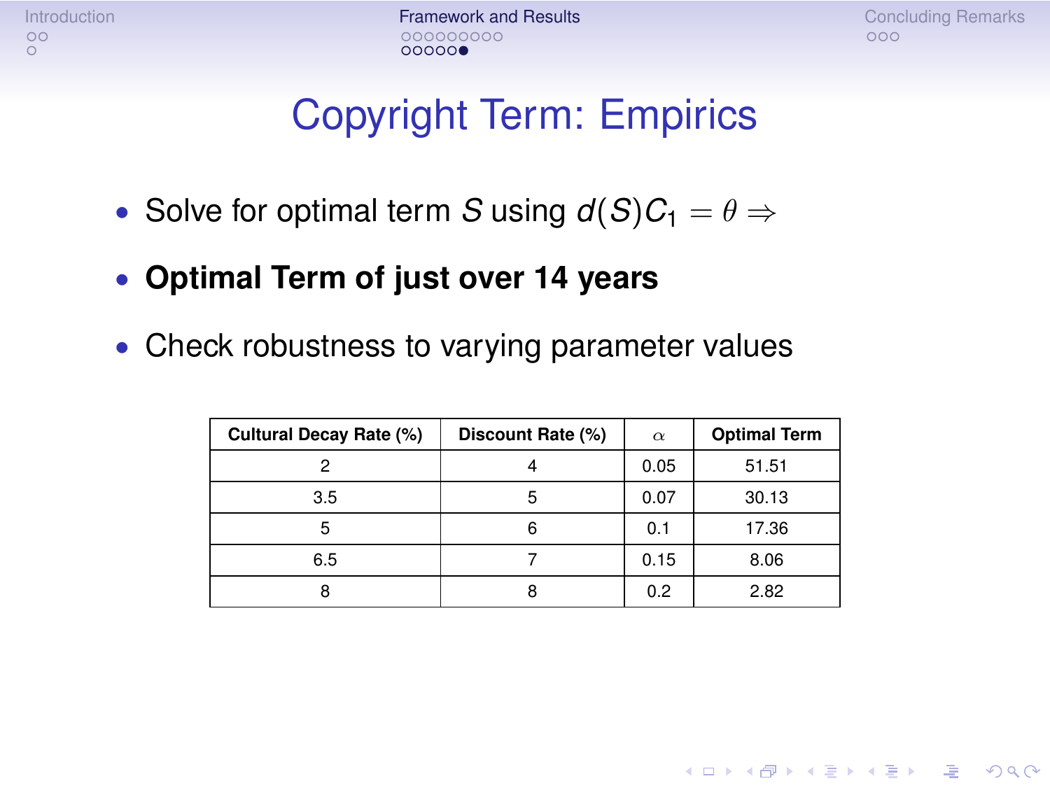# Copyright Term: Empirics

- Solve for optimal term $S$ using $d(S)C_1 = \theta \Rightarrow$
- **Optimal Term of just over 14 years**
- Check robustness to varying parameter values

| Cultural Decay Rate (%) | Discount Rate (%) | $\alpha$ | Optimal Term |
|---|---|---|---|
| 2 | 4 | 0.05 | 51.51 |
| 3.5 | 5 | 0.07 | 30.13 |
| 5 | 6 | 0.1 | 17.36 |
| 6.5 | 7 | 0.15 | 8.06 |
| 8 | 8 | 0.2 | 2.82 |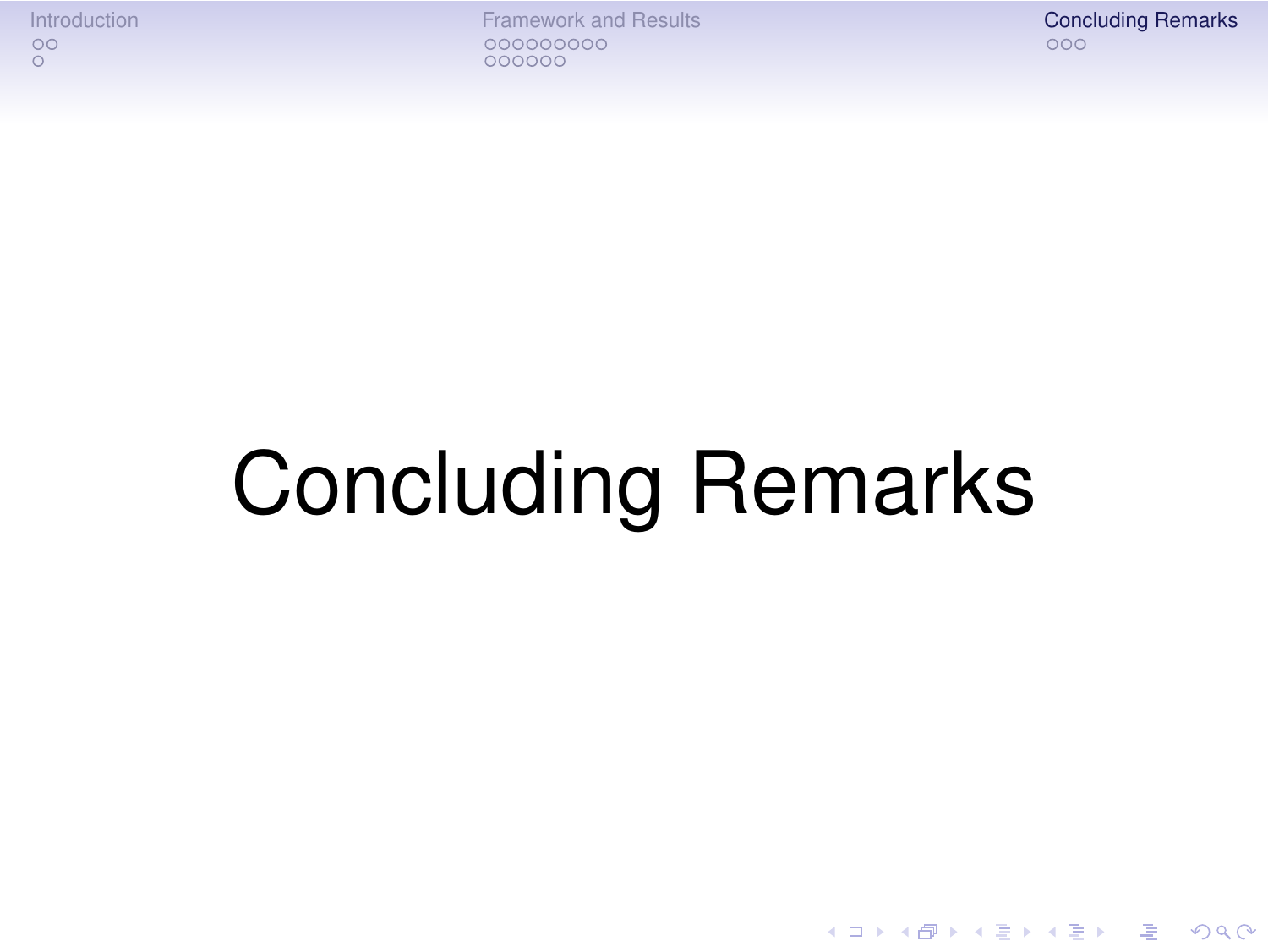# Concluding Remarks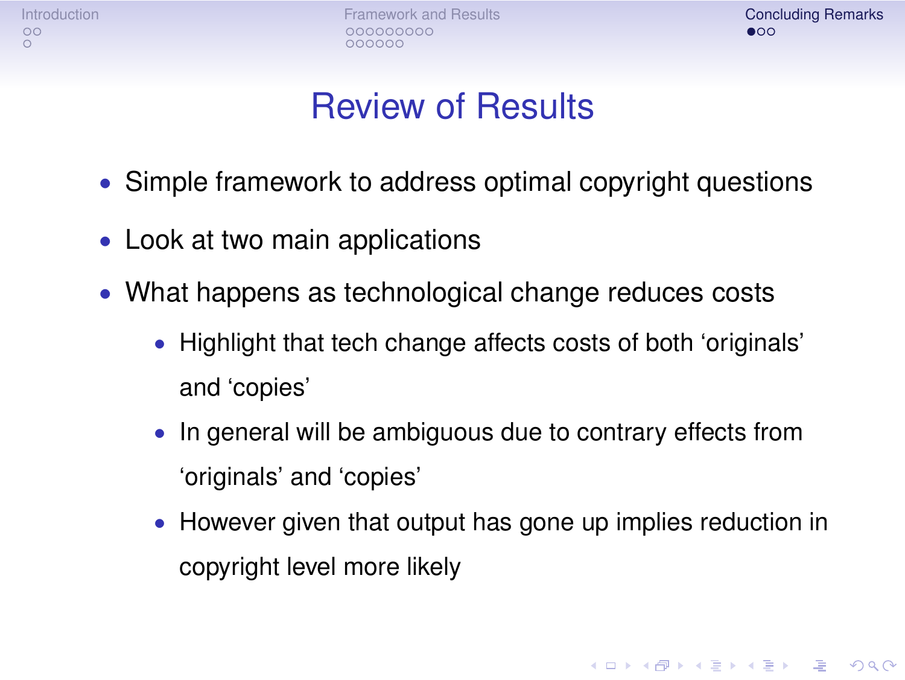# Review of Results

- Simple framework to address optimal copyright questions
- Look at two main applications
- What happens as technological change reduces costs
  - Highlight that tech change affects costs of both 'originals' and 'copies'
  - In general will be ambiguous due to contrary effects from 'originals' and 'copies'
  - However given that output has gone up implies reduction in copyright level more likely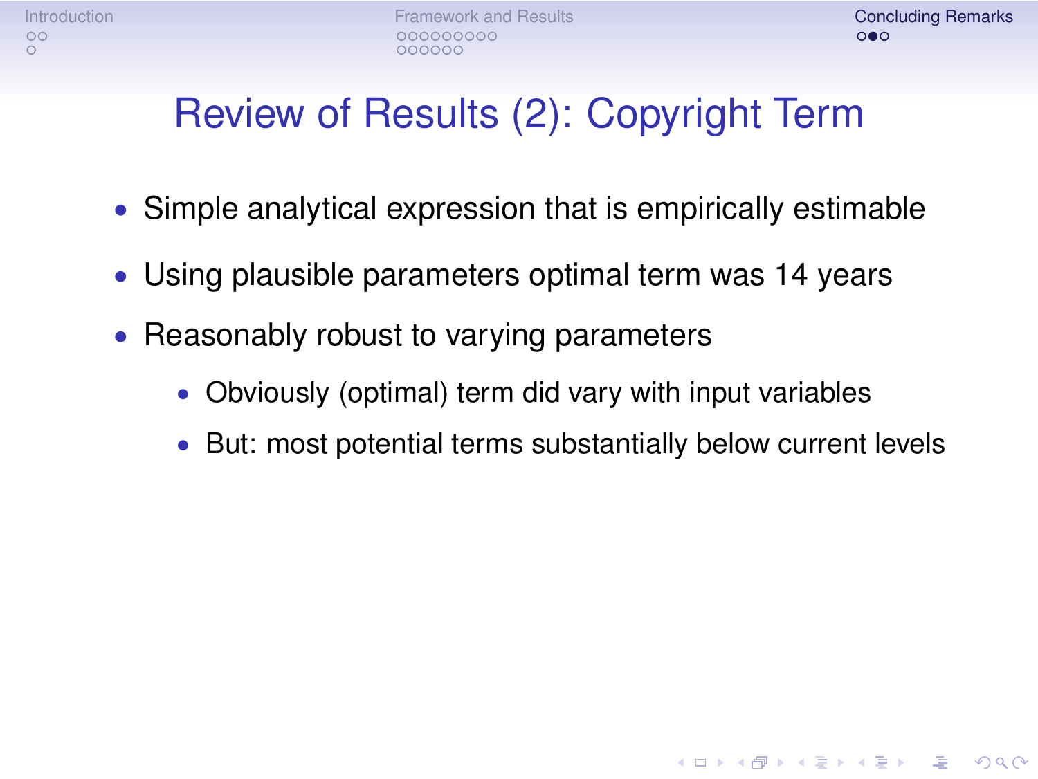# Review of Results (2): Copyright Term

- Simple analytical expression that is empirically estimable
- Using plausible parameters optimal term was 14 years
- Reasonably robust to varying parameters
  - Obviously (optimal) term did vary with input variables
  - But: most potential terms substantially below current levels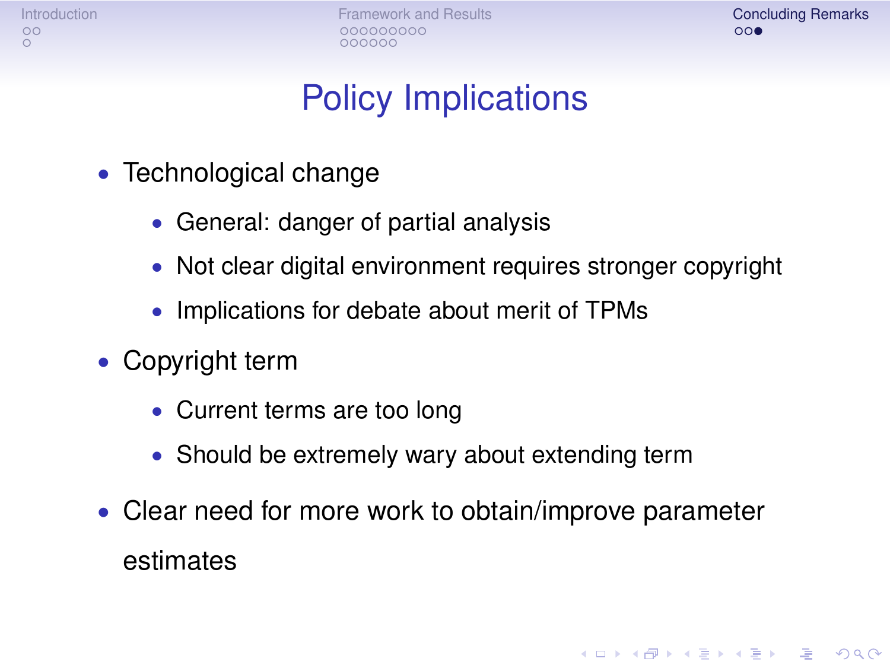# Policy Implications

- Technological change
  - General: danger of partial analysis
  - Not clear digital environment requires stronger copyright
  - Implications for debate about merit of TPMs
- Copyright term
  - Current terms are too long
  - Should be extremely wary about extending term
- Clear need for more work to obtain/improve parameter estimates